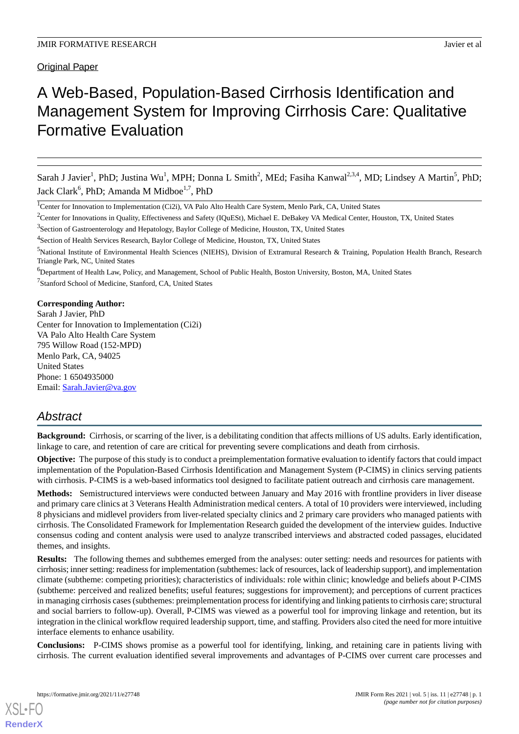Original Paper

# A Web-Based, Population-Based Cirrhosis Identification and Management System for Improving Cirrhosis Care: Qualitative Formative Evaluation

Sarah J Javier[1], PhD; Justina Wu[1], MPH; Donna L Smith[2], MEd; Fasiha Kanwal[2,3,4], MD; Lindsey A Martin[5], PhD; Jack Clark[6], PhD; Amanda M Midboe[1,7], PhD

[1]Center for Innovation to Implementation (Ci2i), VA Palo Alto Health Care System, Menlo Park, CA, United States

[2]Center for Innovations in Quality, Effectiveness and Safety (IQuESt), Michael E. DeBakey VA Medical Center, Houston, TX, United States

[3]Section of Gastroenterology and Hepatology, Baylor College of Medicine, Houston, TX, United States

[4]Section of Health Services Research, Baylor College of Medicine, Houston, TX, United States

[5]National Institute of Environmental Health Sciences (NIEHS), Division of Extramural Research & Training, Population Health Branch, Research Triangle Park, NC, United States

[6]Department of Health Law, Policy, and Management, School of Public Health, Boston University, Boston, MA, United States

[7]Stanford School of Medicine, Stanford, CA, United States

**Corresponding Author:**
Sarah J Javier, PhD
Center for Innovation to Implementation (Ci2i)
VA Palo Alto Health Care System
795 Willow Road (152-MPD)
Menlo Park, CA, 94025
United States
Phone: 1 6504935000
Email: Sarah.Javier@va.gov

## Abstract

**Background:** Cirrhosis, or scarring of the liver, is a debilitating condition that affects millions of US adults. Early identification, linkage to care, and retention of care are critical for preventing severe complications and death from cirrhosis.

**Objective:** The purpose of this study is to conduct a preimplementation formative evaluation to identify factors that could impact implementation of the Population-Based Cirrhosis Identification and Management System (P-CIMS) in clinics serving patients with cirrhosis. P-CIMS is a web-based informatics tool designed to facilitate patient outreach and cirrhosis care management.

**Methods:** Semistructured interviews were conducted between January and May 2016 with frontline providers in liver disease and primary care clinics at 3 Veterans Health Administration medical centers. A total of 10 providers were interviewed, including 8 physicians and midlevel providers from liver-related specialty clinics and 2 primary care providers who managed patients with cirrhosis. The Consolidated Framework for Implementation Research guided the development of the interview guides. Inductive consensus coding and content analysis were used to analyze transcribed interviews and abstracted coded passages, elucidated themes, and insights.

**Results:** The following themes and subthemes emerged from the analyses: outer setting: needs and resources for patients with cirrhosis; inner setting: readiness for implementation (subthemes: lack of resources, lack of leadership support), and implementation climate (subtheme: competing priorities); characteristics of individuals: role within clinic; knowledge and beliefs about P-CIMS (subtheme: perceived and realized benefits; useful features; suggestions for improvement); and perceptions of current practices in managing cirrhosis cases (subthemes: preimplementation process for identifying and linking patients to cirrhosis care; structural and social barriers to follow-up). Overall, P-CIMS was viewed as a powerful tool for improving linkage and retention, but its integration in the clinical workflow required leadership support, time, and staffing. Providers also cited the need for more intuitive interface elements to enhance usability.

**Conclusions:** P-CIMS shows promise as a powerful tool for identifying, linking, and retaining care in patients living with cirrhosis. The current evaluation identified several improvements and advantages of P-CIMS over current care processes and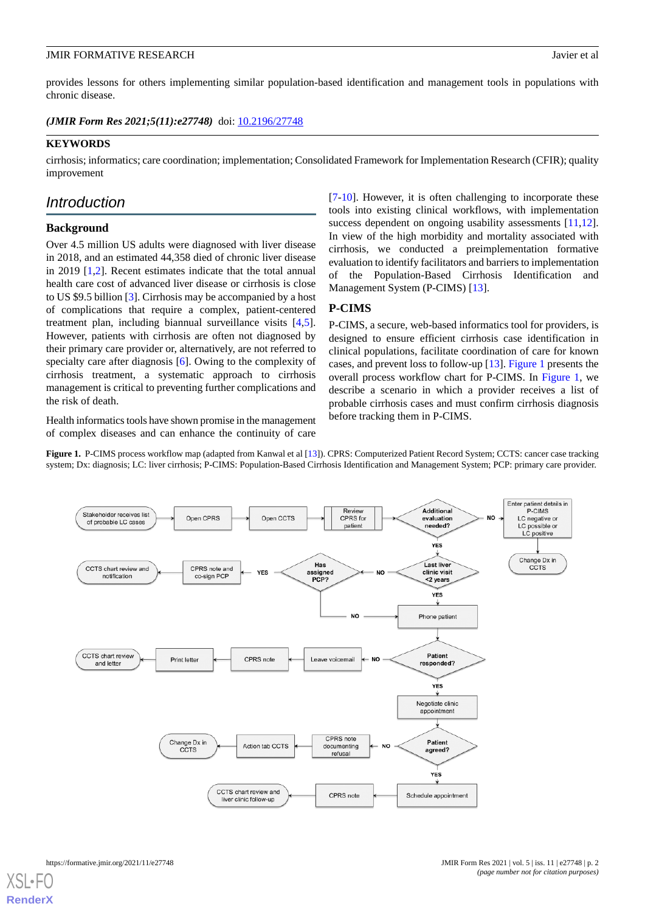provides lessons for others implementing similar population-based identification and management tools in populations with chronic disease.

***(JMIR Form Res 2021;5(11):e27748)*** doi: 10.2196/27748

**KEYWORDS**

cirrhosis; informatics; care coordination; implementation; Consolidated Framework for Implementation Research (CFIR); quality improvement

## Introduction

### Background

Over 4.5 million US adults were diagnosed with liver disease in 2018, and an estimated 44,358 died of chronic liver disease in 2019 [1,2]. Recent estimates indicate that the total annual health care cost of advanced liver disease or cirrhosis is close to US $9.5 billion [3]. Cirrhosis may be accompanied by a host of complications that require a complex, patient-centered treatment plan, including biannual surveillance visits [4,5]. However, patients with cirrhosis are often not diagnosed by their primary care provider or, alternatively, are not referred to specialty care after diagnosis [6]. Owing to the complexity of cirrhosis treatment, a systematic approach to cirrhosis management is critical to preventing further complications and the risk of death.

Health informatics tools have shown promise in the management of complex diseases and can enhance the continuity of care [7-10]. However, it is often challenging to incorporate these tools into existing clinical workflows, with implementation success dependent on ongoing usability assessments [11,12]. In view of the high morbidity and mortality associated with cirrhosis, we conducted a preimplementation formative evaluation to identify facilitators and barriers to implementation of the Population-Based Cirrhosis Identification and Management System (P-CIMS) [13].

### P-CIMS

P-CIMS, a secure, web-based informatics tool for providers, is designed to ensure efficient cirrhosis case identification in clinical populations, facilitate coordination of care for known cases, and prevent loss to follow-up [13]. Figure 1 presents the overall process workflow chart for P-CIMS. In Figure 1, we describe a scenario in which a provider receives a list of probable cirrhosis cases and must confirm cirrhosis diagnosis before tracking them in P-CIMS.

**Figure 1.** P-CIMS process workflow map (adapted from Kanwal et al [13]). CPRS: Computerized Patient Record System; CCTS: cancer case tracking system; Dx: diagnosis; LC: liver cirrhosis; P-CIMS: Population-Based Cirrhosis Identification and Management System; PCP: primary care provider.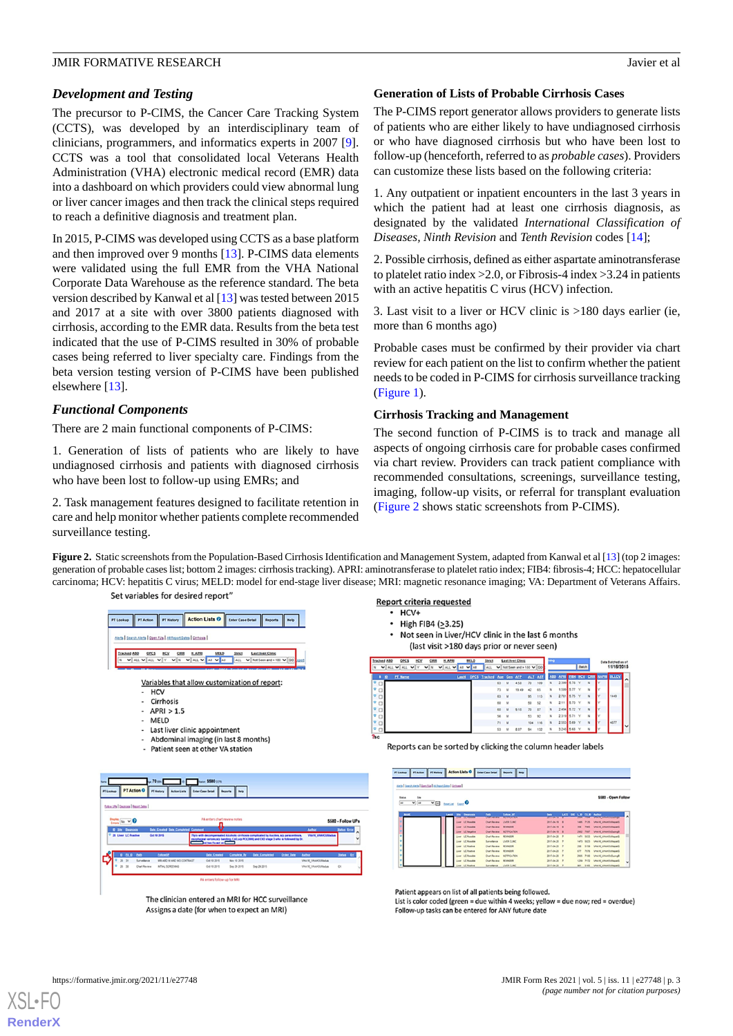### Development and Testing

The precursor to P-CIMS, the Cancer Care Tracking System (CCTS), was developed by an interdisciplinary team of clinicians, programmers, and informatics experts in 2007 [9]. CCTS was a tool that consolidated local Veterans Health Administration (VHA) electronic medical record (EMR) data into a dashboard on which providers could view abnormal lung or liver cancer images and then track the clinical steps required to reach a definitive diagnosis and treatment plan.

In 2015, P-CIMS was developed using CCTS as a base platform and then improved over 9 months [13]. P-CIMS data elements were validated using the full EMR from the VHA National Corporate Data Warehouse as the reference standard. The beta version described by Kanwal et al [13] was tested between 2015 and 2017 at a site with over 3800 patients diagnosed with cirrhosis, according to the EMR data. Results from the beta test indicated that the use of P-CIMS resulted in 30% of probable cases being referred to liver specialty care. Findings from the beta version testing version of P-CIMS have been published elsewhere [13].

### Functional Components

There are 2 main functional components of P-CIMS:

1. Generation of lists of patients who are likely to have undiagnosed cirrhosis and patients with diagnosed cirrhosis who have been lost to follow-up using EMRs; and

2. Task management features designed to facilitate retention in care and help monitor whether patients complete recommended surveillance testing.

#### Generation of Lists of Probable Cirrhosis Cases

The P-CIMS report generator allows providers to generate lists of patients who are either likely to have undiagnosed cirrhosis or who have diagnosed cirrhosis but who have been lost to follow-up (henceforth, referred to as *probable cases*). Providers can customize these lists based on the following criteria:

1. Any outpatient or inpatient encounters in the last 3 years in which the patient had at least one cirrhosis diagnosis, as designated by the validated *International Classification of Diseases, Ninth Revision* and *Tenth Revision* codes [14];

2. Possible cirrhosis, defined as either aspartate aminotransferase to platelet ratio index >2.0, or Fibrosis-4 index >3.24 in patients with an active hepatitis C virus (HCV) infection.

3. Last visit to a liver or HCV clinic is >180 days earlier (ie, more than 6 months ago)

Probable cases must be confirmed by their provider via chart review for each patient on the list to confirm whether the patient needs to be coded in P-CIMS for cirrhosis surveillance tracking (Figure 1).

#### Cirrhosis Tracking and Management

The second function of P-CIMS is to track and manage all aspects of ongoing cirrhosis care for probable cases confirmed via chart review. Providers can track patient compliance with recommended consultations, screenings, surveillance testing, imaging, follow-up visits, or referral for transplant evaluation (Figure 2 shows static screenshots from P-CIMS).

**Figure 2.** Static screenshots from the Population-Based Cirrhosis Identification and Management System, adapted from Kanwal et al [13] (top 2 images: generation of probable cases list; bottom 2 images: cirrhosis tracking). APRI: aminotransferase to platelet ratio index; FIB4: fibrosis-4; HCC: hepatocellular carcinoma; HCV: hepatitis C virus; MELD: model for end-stage liver disease; MRI: magnetic resonance imaging; VA: Department of Veterans Affairs.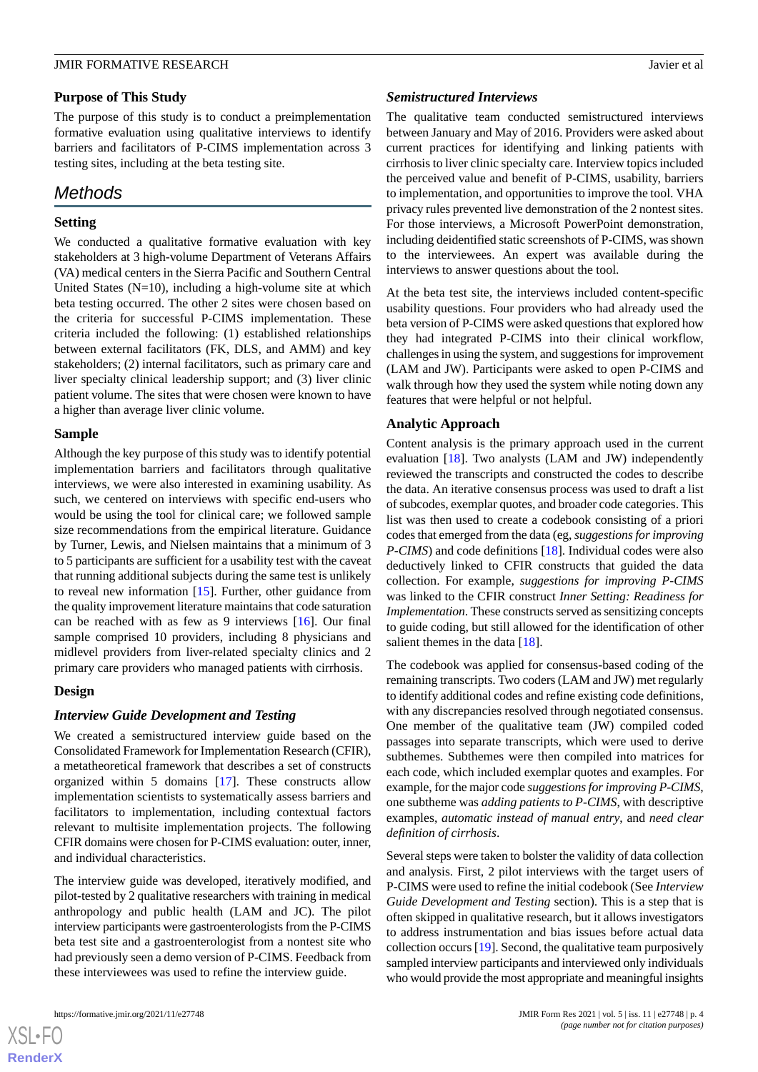### Purpose of This Study

The purpose of this study is to conduct a preimplementation formative evaluation using qualitative interviews to identify barriers and facilitators of P-CIMS implementation across 3 testing sites, including at the beta testing site.

## Methods

### Setting

We conducted a qualitative formative evaluation with key stakeholders at 3 high-volume Department of Veterans Affairs (VA) medical centers in the Sierra Pacific and Southern Central United States (N=10), including a high-volume site at which beta testing occurred. The other 2 sites were chosen based on the criteria for successful P-CIMS implementation. These criteria included the following: (1) established relationships between external facilitators (FK, DLS, and AMM) and key stakeholders; (2) internal facilitators, such as primary care and liver specialty clinical leadership support; and (3) liver clinic patient volume. The sites that were chosen were known to have a higher than average liver clinic volume.

### Sample

Although the key purpose of this study was to identify potential implementation barriers and facilitators through qualitative interviews, we were also interested in examining usability. As such, we centered on interviews with specific end-users who would be using the tool for clinical care; we followed sample size recommendations from the empirical literature. Guidance by Turner, Lewis, and Nielsen maintains that a minimum of 3 to 5 participants are sufficient for a usability test with the caveat that running additional subjects during the same test is unlikely to reveal new information [15]. Further, other guidance from the quality improvement literature maintains that code saturation can be reached with as few as 9 interviews [16]. Our final sample comprised 10 providers, including 8 physicians and midlevel providers from liver-related specialty clinics and 2 primary care providers who managed patients with cirrhosis.

### Design

#### *Interview Guide Development and Testing*

We created a semistructured interview guide based on the Consolidated Framework for Implementation Research (CFIR), a metatheoretical framework that describes a set of constructs organized within 5 domains [17]. These constructs allow implementation scientists to systematically assess barriers and facilitators to implementation, including contextual factors relevant to multisite implementation projects. The following CFIR domains were chosen for P-CIMS evaluation: outer, inner, and individual characteristics.

The interview guide was developed, iteratively modified, and pilot-tested by 2 qualitative researchers with training in medical anthropology and public health (LAM and JC). The pilot interview participants were gastroenterologists from the P-CIMS beta test site and a gastroenterologist from a nontest site who had previously seen a demo version of P-CIMS. Feedback from these interviewees was used to refine the interview guide.

#### *Semistructured Interviews*

The qualitative team conducted semistructured interviews between January and May of 2016. Providers were asked about current practices for identifying and linking patients with cirrhosis to liver clinic specialty care. Interview topics included the perceived value and benefit of P-CIMS, usability, barriers to implementation, and opportunities to improve the tool. VHA privacy rules prevented live demonstration of the 2 nontest sites. For those interviews, a Microsoft PowerPoint demonstration, including deidentified static screenshots of P-CIMS, was shown to the interviewees. An expert was available during the interviews to answer questions about the tool.

At the beta test site, the interviews included content-specific usability questions. Four providers who had already used the beta version of P-CIMS were asked questions that explored how they had integrated P-CIMS into their clinical workflow, challenges in using the system, and suggestions for improvement (LAM and JW). Participants were asked to open P-CIMS and walk through how they used the system while noting down any features that were helpful or not helpful.

### Analytic Approach

Content analysis is the primary approach used in the current evaluation [18]. Two analysts (LAM and JW) independently reviewed the transcripts and constructed the codes to describe the data. An iterative consensus process was used to draft a list of subcodes, exemplar quotes, and broader code categories. This list was then used to create a codebook consisting of a priori codes that emerged from the data (eg, *suggestions for improving P-CIMS*) and code definitions [18]. Individual codes were also deductively linked to CFIR constructs that guided the data collection. For example, *suggestions for improving P-CIMS* was linked to the CFIR construct *Inner Setting: Readiness for Implementation*. These constructs served as sensitizing concepts to guide coding, but still allowed for the identification of other salient themes in the data [18].

The codebook was applied for consensus-based coding of the remaining transcripts. Two coders (LAM and JW) met regularly to identify additional codes and refine existing code definitions, with any discrepancies resolved through negotiated consensus. One member of the qualitative team (JW) compiled coded passages into separate transcripts, which were used to derive subthemes. Subthemes were then compiled into matrices for each code, which included exemplar quotes and examples. For example, for the major code *suggestions for improving P-CIMS*, one subtheme was *adding patients to P-CIMS*, with descriptive examples, *automatic instead of manual entry*, and *need clear definition of cirrhosis*.

Several steps were taken to bolster the validity of data collection and analysis. First, 2 pilot interviews with the target users of P-CIMS were used to refine the initial codebook (See *Interview Guide Development and Testing* section). This is a step that is often skipped in qualitative research, but it allows investigators to address instrumentation and bias issues before actual data collection occurs [19]. Second, the qualitative team purposively sampled interview participants and interviewed only individuals who would provide the most appropriate and meaningful insights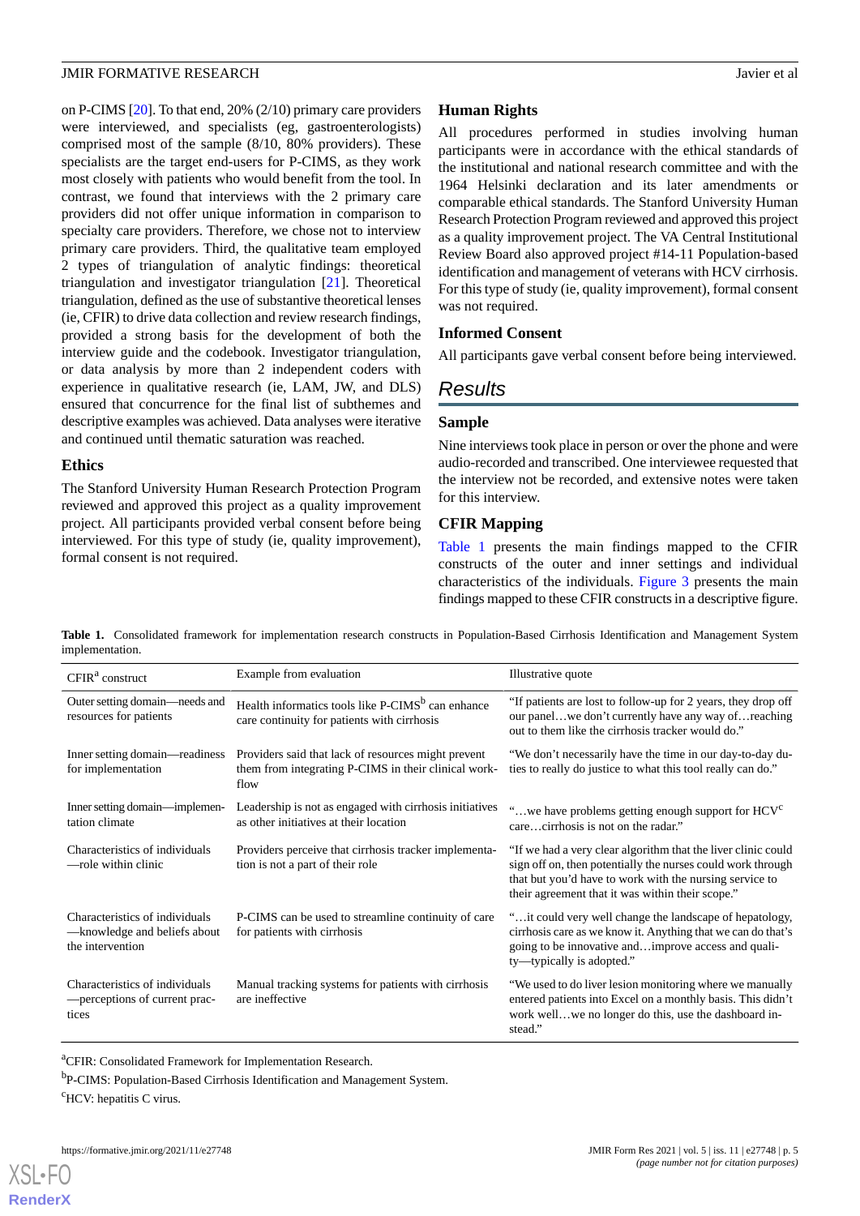on P-CIMS [20]. To that end, 20% (2/10) primary care providers were interviewed, and specialists (eg, gastroenterologists) comprised most of the sample (8/10, 80% providers). These specialists are the target end-users for P-CIMS, as they work most closely with patients who would benefit from the tool. In contrast, we found that interviews with the 2 primary care providers did not offer unique information in comparison to specialty care providers. Therefore, we chose not to interview primary care providers. Third, the qualitative team employed 2 types of triangulation of analytic findings: theoretical triangulation and investigator triangulation [21]. Theoretical triangulation, defined as the use of substantive theoretical lenses (ie, CFIR) to drive data collection and review research findings, provided a strong basis for the development of both the interview guide and the codebook. Investigator triangulation, or data analysis by more than 2 independent coders with experience in qualitative research (ie, LAM, JW, and DLS) ensured that concurrence for the final list of subthemes and descriptive examples was achieved. Data analyses were iterative and continued until thematic saturation was reached.

### Ethics

The Stanford University Human Research Protection Program reviewed and approved this project as a quality improvement project. All participants provided verbal consent before being interviewed. For this type of study (ie, quality improvement), formal consent is not required.

### Human Rights

All procedures performed in studies involving human participants were in accordance with the ethical standards of the institutional and national research committee and with the 1964 Helsinki declaration and its later amendments or comparable ethical standards. The Stanford University Human Research Protection Program reviewed and approved this project as a quality improvement project. The VA Central Institutional Review Board also approved project #14-11 Population-based identification and management of veterans with HCV cirrhosis. For this type of study (ie, quality improvement), formal consent was not required.

### Informed Consent

All participants gave verbal consent before being interviewed.

## Results

### Sample

Nine interviews took place in person or over the phone and were audio-recorded and transcribed. One interviewee requested that the interview not be recorded, and extensive notes were taken for this interview.

### CFIR Mapping

Table 1 presents the main findings mapped to the CFIR constructs of the outer and inner settings and individual characteristics of the individuals. Figure 3 presents the main findings mapped to these CFIR constructs in a descriptive figure.

**Table 1.** Consolidated framework for implementation research constructs in Population-Based Cirrhosis Identification and Management System implementation.

| CFIR[a] construct | Example from evaluation | Illustrative quote |
|---|---|---|
| Outer setting domain—needs and resources for patients | Health informatics tools like P-CIMS[b] can enhance care continuity for patients with cirrhosis | "If patients are lost to follow-up for 2 years, they drop off our panel…we don't currently have any way of…reaching out to them like the cirrhosis tracker would do." |
| Inner setting domain—readiness for implementation | Providers said that lack of resources might prevent them from integrating P-CIMS in their clinical workflow | "We don't necessarily have the time in our day-to-day duties to really do justice to what this tool really can do." |
| Inner setting domain—implementation climate | Leadership is not as engaged with cirrhosis initiatives as other initiatives at their location | "…we have problems getting enough support for HCV[c] care…cirrhosis is not on the radar." |
| Characteristics of individuals—role within clinic | Providers perceive that cirrhosis tracker implementation is not a part of their role | "If we had a very clear algorithm that the liver clinic could sign off on, then potentially the nurses could work through that but you'd have to work with the nursing service to their agreement that it was within their scope." |
| Characteristics of individuals—knowledge and beliefs about the intervention | P-CIMS can be used to streamline continuity of care for patients with cirrhosis | "…it could very well change the landscape of hepatology, cirrhosis care as we know it. Anything that we can do that's going to be innovative and…improve access and quality—typically is adopted." |
| Characteristics of individuals—perceptions of current practices | Manual tracking systems for patients with cirrhosis are ineffective | "We used to do liver lesion monitoring where we manually entered patients into Excel on a monthly basis. This didn't work well…we no longer do this, use the dashboard instead." |

[a]CFIR: Consolidated Framework for Implementation Research.

[b]P-CIMS: Population-Based Cirrhosis Identification and Management System.

[c]HCV: hepatitis C virus.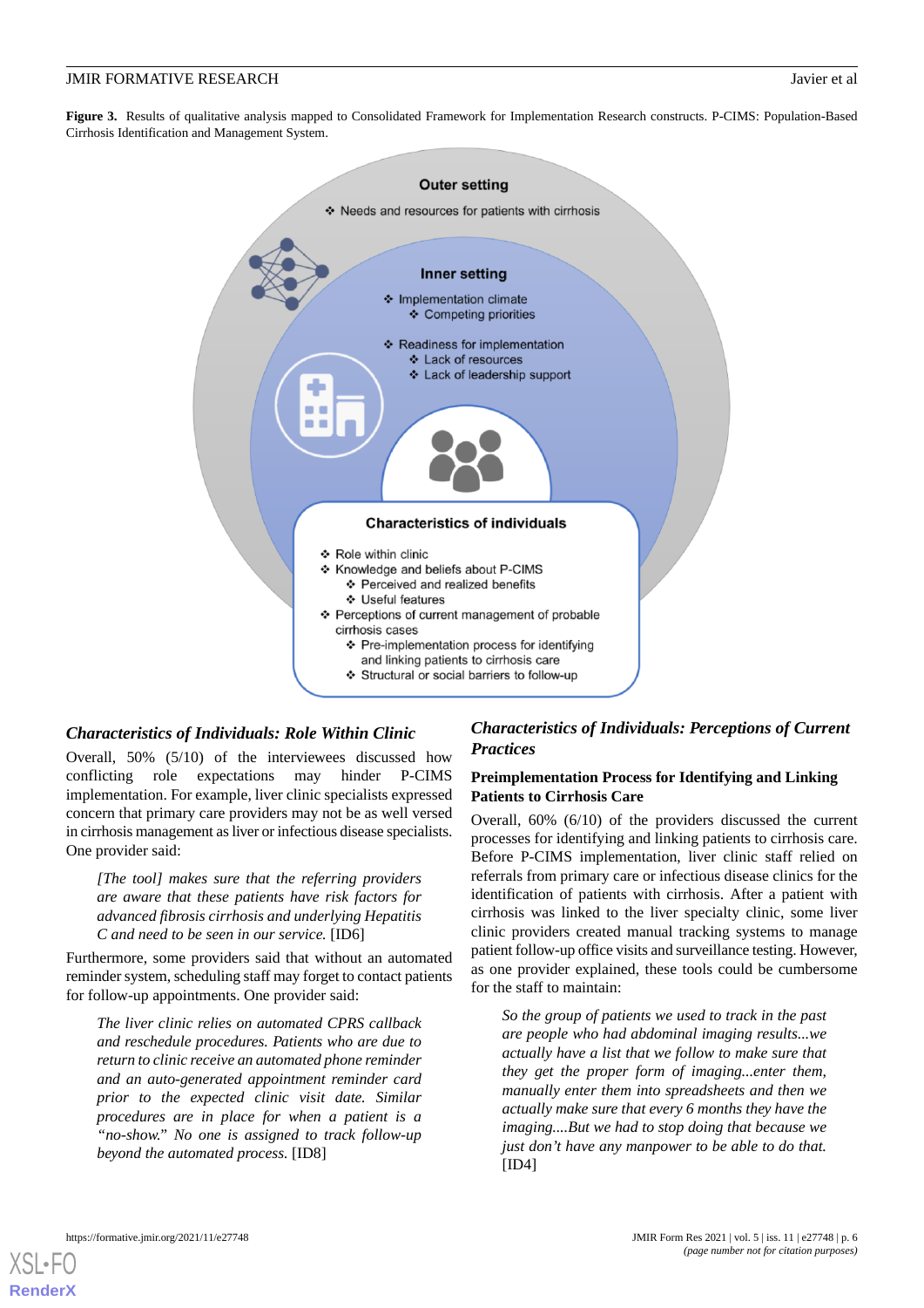**Figure 3.** Results of qualitative analysis mapped to Consolidated Framework for Implementation Research constructs. P-CIMS: Population-Based Cirrhosis Identification and Management System.

Outer setting

- Needs and resources for patients with cirrhosis

Inner setting

- Implementation climate
  - Competing priorities
- Readiness for implementation
  - Lack of resources
  - Lack of leadership support

Characteristics of individuals

- Role within clinic
- Knowledge and beliefs about P-CIMS
  - Perceived and realized benefits
  - Useful features
- Perceptions of current management of probable cirrhosis cases
  - Pre-implementation process for identifying and linking patients to cirrhosis care
  - Structural or social barriers to follow-up

### *Characteristics of Individuals: Role Within Clinic*

Overall, 50% (5/10) of the interviewees discussed how conflicting role expectations may hinder P-CIMS implementation. For example, liver clinic specialists expressed concern that primary care providers may not be as well versed in cirrhosis management as liver or infectious disease specialists. One provider said:

> *[The tool] makes sure that the referring providers are aware that these patients have risk factors for advanced fibrosis cirrhosis and underlying Hepatitis C and need to be seen in our service.* [ID6]

Furthermore, some providers said that without an automated reminder system, scheduling staff may forget to contact patients for follow-up appointments. One provider said:

> *The liver clinic relies on automated CPRS callback and reschedule procedures. Patients who are due to return to clinic receive an automated phone reminder and an auto-generated appointment reminder card prior to the expected clinic visit date. Similar procedures are in place for when a patient is a "no-show." No one is assigned to track follow-up beyond the automated process.* [ID8]

### *Characteristics of Individuals: Perceptions of Current Practices*

#### Preimplementation Process for Identifying and Linking Patients to Cirrhosis Care

Overall, 60% (6/10) of the providers discussed the current processes for identifying and linking patients to cirrhosis care. Before P-CIMS implementation, liver clinic staff relied on referrals from primary care or infectious disease clinics for the identification of patients with cirrhosis. After a patient with cirrhosis was linked to the liver specialty clinic, some liver clinic providers created manual tracking systems to manage patient follow-up office visits and surveillance testing. However, as one provider explained, these tools could be cumbersome for the staff to maintain:

> *So the group of patients we used to track in the past are people who had abdominal imaging results...we actually have a list that we follow to make sure that they get the proper form of imaging...enter them, manually enter them into spreadsheets and then we actually make sure that every 6 months they have the imaging....But we had to stop doing that because we just don't have any manpower to be able to do that.* [ID4]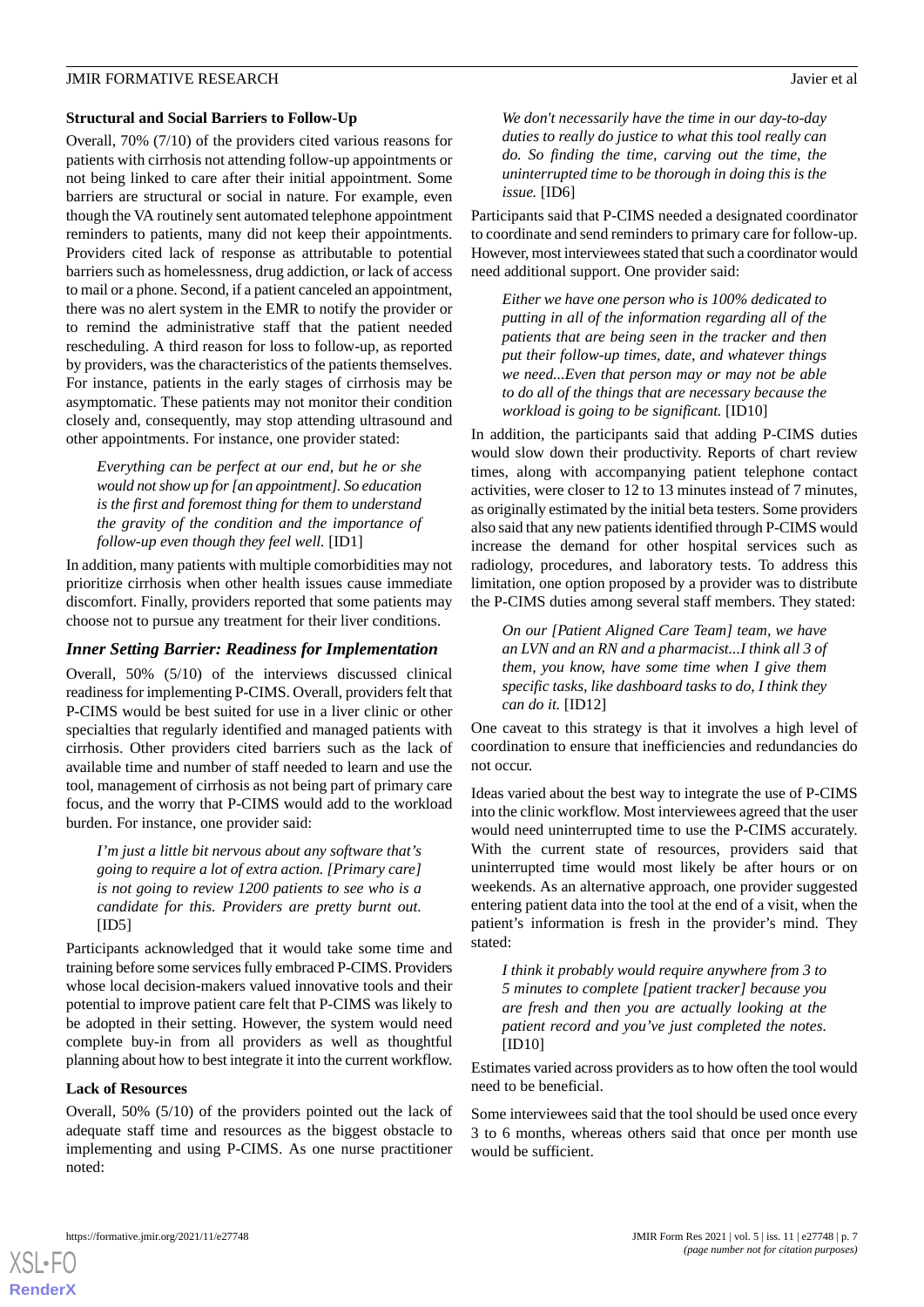### Structural and Social Barriers to Follow-Up

Overall, 70% (7/10) of the providers cited various reasons for patients with cirrhosis not attending follow-up appointments or not being linked to care after their initial appointment. Some barriers are structural or social in nature. For example, even though the VA routinely sent automated telephone appointment reminders to patients, many did not keep their appointments. Providers cited lack of response as attributable to potential barriers such as homelessness, drug addiction, or lack of access to mail or a phone. Second, if a patient canceled an appointment, there was no alert system in the EMR to notify the provider or to remind the administrative staff that the patient needed rescheduling. A third reason for loss to follow-up, as reported by providers, was the characteristics of the patients themselves. For instance, patients in the early stages of cirrhosis may be asymptomatic. These patients may not monitor their condition closely and, consequently, may stop attending ultrasound and other appointments. For instance, one provider stated:

> *Everything can be perfect at our end, but he or she would not show up for [an appointment]. So education is the first and foremost thing for them to understand the gravity of the condition and the importance of follow-up even though they feel well.* [ID1]

In addition, many patients with multiple comorbidities may not prioritize cirrhosis when other health issues cause immediate discomfort. Finally, providers reported that some patients may choose not to pursue any treatment for their liver conditions.

## *Inner Setting Barrier: Readiness for Implementation*

Overall, 50% (5/10) of the interviews discussed clinical readiness for implementing P-CIMS. Overall, providers felt that P-CIMS would be best suited for use in a liver clinic or other specialties that regularly identified and managed patients with cirrhosis. Other providers cited barriers such as the lack of available time and number of staff needed to learn and use the tool, management of cirrhosis as not being part of primary care focus, and the worry that P-CIMS would add to the workload burden. For instance, one provider said:

> *I'm just a little bit nervous about any software that's going to require a lot of extra action. [Primary care] is not going to review 1200 patients to see who is a candidate for this. Providers are pretty burnt out.* [ID5]

Participants acknowledged that it would take some time and training before some services fully embraced P-CIMS. Providers whose local decision-makers valued innovative tools and their potential to improve patient care felt that P-CIMS was likely to be adopted in their setting. However, the system would need complete buy-in from all providers as well as thoughtful planning about how to best integrate it into the current workflow.

### Lack of Resources

Overall, 50% (5/10) of the providers pointed out the lack of adequate staff time and resources as the biggest obstacle to implementing and using P-CIMS. As one nurse practitioner noted:

> *We don't necessarily have the time in our day-to-day duties to really do justice to what this tool really can do. So finding the time, carving out the time, the uninterrupted time to be thorough in doing this is the issue.* [ID6]

Participants said that P-CIMS needed a designated coordinator to coordinate and send reminders to primary care for follow-up. However, most interviewees stated that such a coordinator would need additional support. One provider said:

> *Either we have one person who is 100% dedicated to putting in all of the information regarding all of the patients that are being seen in the tracker and then put their follow-up times, date, and whatever things we need...Even that person may or may not be able to do all of the things that are necessary because the workload is going to be significant.* [ID10]

In addition, the participants said that adding P-CIMS duties would slow down their productivity. Reports of chart review times, along with accompanying patient telephone contact activities, were closer to 12 to 13 minutes instead of 7 minutes, as originally estimated by the initial beta testers. Some providers also said that any new patients identified through P-CIMS would increase the demand for other hospital services such as radiology, procedures, and laboratory tests. To address this limitation, one option proposed by a provider was to distribute the P-CIMS duties among several staff members. They stated:

> *On our [Patient Aligned Care Team] team, we have an LVN and an RN and a pharmacist...I think all 3 of them, you know, have some time when I give them specific tasks, like dashboard tasks to do, I think they can do it.* [ID12]

One caveat to this strategy is that it involves a high level of coordination to ensure that inefficiencies and redundancies do not occur.

Ideas varied about the best way to integrate the use of P-CIMS into the clinic workflow. Most interviewees agreed that the user would need uninterrupted time to use the P-CIMS accurately. With the current state of resources, providers said that uninterrupted time would most likely be after hours or on weekends. As an alternative approach, one provider suggested entering patient data into the tool at the end of a visit, when the patient's information is fresh in the provider's mind. They stated:

> *I think it probably would require anywhere from 3 to 5 minutes to complete [patient tracker] because you are fresh and then you are actually looking at the patient record and you've just completed the notes.* [ID10]

Estimates varied across providers as to how often the tool would need to be beneficial.

Some interviewees said that the tool should be used once every 3 to 6 months, whereas others said that once per month use would be sufficient.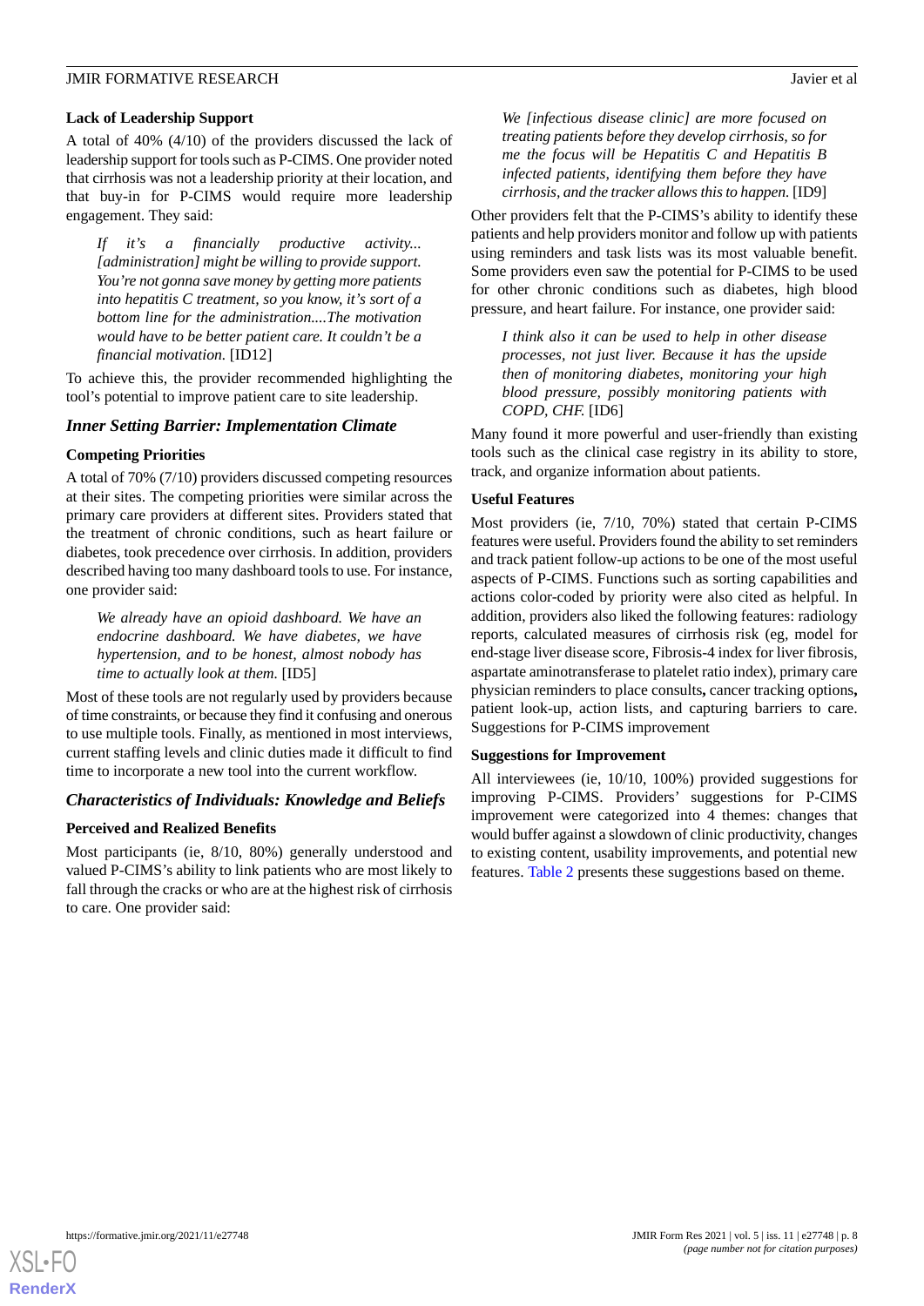### Lack of Leadership Support

A total of 40% (4/10) of the providers discussed the lack of leadership support for tools such as P-CIMS. One provider noted that cirrhosis was not a leadership priority at their location, and that buy-in for P-CIMS would require more leadership engagement. They said:

> *If it's a financially productive activity... [administration] might be willing to provide support. You're not gonna save money by getting more patients into hepatitis C treatment, so you know, it's sort of a bottom line for the administration....The motivation would have to be better patient care. It couldn't be a financial motivation.* [ID12]

To achieve this, the provider recommended highlighting the tool's potential to improve patient care to site leadership.

## Inner Setting Barrier: Implementation Climate

### Competing Priorities

A total of 70% (7/10) providers discussed competing resources at their sites. The competing priorities were similar across the primary care providers at different sites. Providers stated that the treatment of chronic conditions, such as heart failure or diabetes, took precedence over cirrhosis. In addition, providers described having too many dashboard tools to use. For instance, one provider said:

> *We already have an opioid dashboard. We have an endocrine dashboard. We have diabetes, we have hypertension, and to be honest, almost nobody has time to actually look at them.* [ID5]

Most of these tools are not regularly used by providers because of time constraints, or because they find it confusing and onerous to use multiple tools. Finally, as mentioned in most interviews, current staffing levels and clinic duties made it difficult to find time to incorporate a new tool into the current workflow.

## Characteristics of Individuals: Knowledge and Beliefs

### Perceived and Realized Benefits

Most participants (ie, 8/10, 80%) generally understood and valued P-CIMS's ability to link patients who are most likely to fall through the cracks or who are at the highest risk of cirrhosis to care. One provider said:

> *We [infectious disease clinic] are more focused on treating patients before they develop cirrhosis, so for me the focus will be Hepatitis C and Hepatitis B infected patients, identifying them before they have cirrhosis, and the tracker allows this to happen.* [ID9]

Other providers felt that the P-CIMS's ability to identify these patients and help providers monitor and follow up with patients using reminders and task lists was its most valuable benefit. Some providers even saw the potential for P-CIMS to be used for other chronic conditions such as diabetes, high blood pressure, and heart failure. For instance, one provider said:

> *I think also it can be used to help in other disease processes, not just liver. Because it has the upside then of monitoring diabetes, monitoring your high blood pressure, possibly monitoring patients with COPD, CHF.* [ID6]

Many found it more powerful and user-friendly than existing tools such as the clinical case registry in its ability to store, track, and organize information about patients.

### Useful Features

Most providers (ie, 7/10, 70%) stated that certain P-CIMS features were useful. Providers found the ability to set reminders and track patient follow-up actions to be one of the most useful aspects of P-CIMS. Functions such as sorting capabilities and actions color-coded by priority were also cited as helpful. In addition, providers also liked the following features: radiology reports, calculated measures of cirrhosis risk (eg, model for end-stage liver disease score, Fibrosis-4 index for liver fibrosis, aspartate aminotransferase to platelet ratio index), primary care physician reminders to place consults**,** cancer tracking options**,** patient look-up, action lists, and capturing barriers to care. Suggestions for P-CIMS improvement

### Suggestions for Improvement

All interviewees (ie, 10/10, 100%) provided suggestions for improving P-CIMS. Providers' suggestions for P-CIMS improvement were categorized into 4 themes: changes that would buffer against a slowdown of clinic productivity, changes to existing content, usability improvements, and potential new features. Table 2 presents these suggestions based on theme.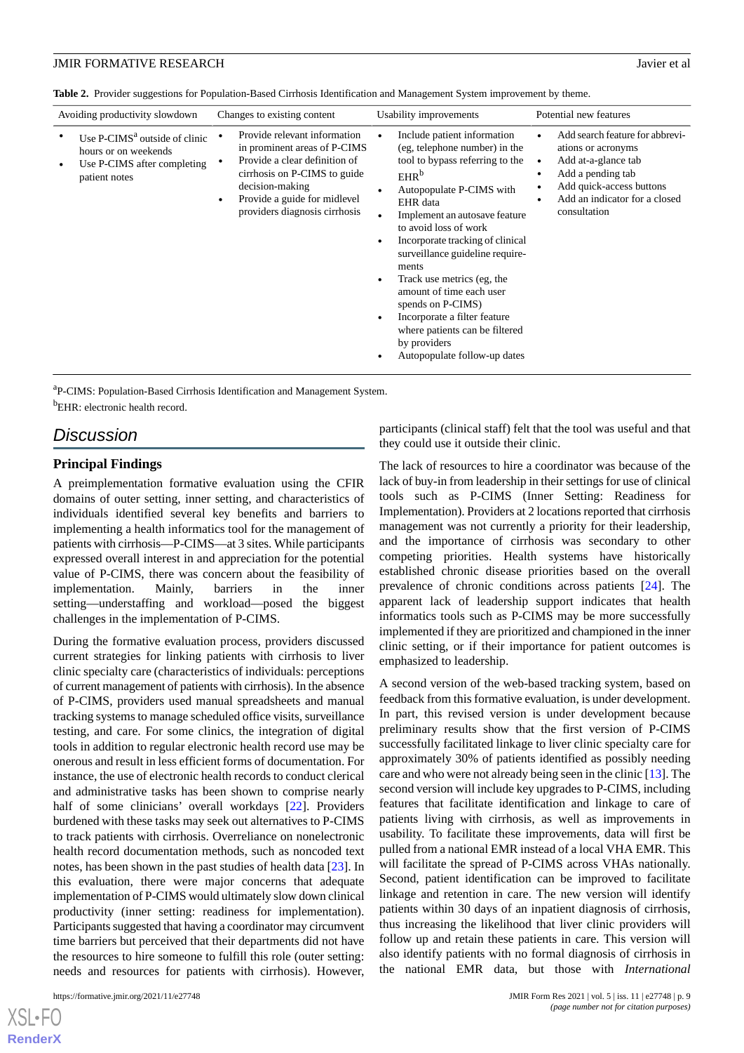**Table 2.** Provider suggestions for Population-Based Cirrhosis Identification and Management System improvement by theme.

| Avoiding productivity slowdown | Changes to existing content | Usability improvements | Potential new features |
|---|---|---|---|
| • Use P-CIMS[a] outside of clinic hours or on weekends<br>• Use P-CIMS after completing patient notes | • Provide relevant information in prominent areas of P-CIMS<br>• Provide a clear definition of cirrhosis on P-CIMS to guide decision-making<br>• Provide a guide for midlevel providers diagnosis cirrhosis | • Include patient information (eg, telephone number) in the tool to bypass referring to the EHR[b]<br>• Autopopulate P-CIMS with EHR data<br>• Implement an autosave feature to avoid loss of work<br>• Incorporate tracking of clinical surveillance guideline requirements<br>• Track use metrics (eg, the amount of time each user spends on P-CIMS)<br>• Incorporate a filter feature where patients can be filtered by providers<br>• Autopopulate follow-up dates | • Add search feature for abbreviations or acronyms<br>• Add at-a-glance tab<br>• Add a pending tab<br>• Add quick-access buttons<br>• Add an indicator for a closed consultation |

[a]P-CIMS: Population-Based Cirrhosis Identification and Management System.

[b]EHR: electronic health record.

## Discussion

### Principal Findings

A preimplementation formative evaluation using the CFIR domains of outer setting, inner setting, and characteristics of individuals identified several key benefits and barriers to implementing a health informatics tool for the management of patients with cirrhosis—P-CIMS—at 3 sites. While participants expressed overall interest in and appreciation for the potential value of P-CIMS, there was concern about the feasibility of implementation. Mainly, barriers in the inner setting—understaffing and workload—posed the biggest challenges in the implementation of P-CIMS.

During the formative evaluation process, providers discussed current strategies for linking patients with cirrhosis to liver clinic specialty care (characteristics of individuals: perceptions of current management of patients with cirrhosis). In the absence of P-CIMS, providers used manual spreadsheets and manual tracking systems to manage scheduled office visits, surveillance testing, and care. For some clinics, the integration of digital tools in addition to regular electronic health record use may be onerous and result in less efficient forms of documentation. For instance, the use of electronic health records to conduct clerical and administrative tasks has been shown to comprise nearly half of some clinicians' overall workdays [22]. Providers burdened with these tasks may seek out alternatives to P-CIMS to track patients with cirrhosis. Overreliance on nonelectronic health record documentation methods, such as noncoded text notes, has been shown in the past studies of health data [23]. In this evaluation, there were major concerns that adequate implementation of P-CIMS would ultimately slow down clinical productivity (inner setting: readiness for implementation). Participants suggested that having a coordinator may circumvent time barriers but perceived that their departments did not have the resources to hire someone to fulfill this role (outer setting: needs and resources for patients with cirrhosis). However, participants (clinical staff) felt that the tool was useful and that they could use it outside their clinic.

The lack of resources to hire a coordinator was because of the lack of buy-in from leadership in their settings for use of clinical tools such as P-CIMS (Inner Setting: Readiness for Implementation). Providers at 2 locations reported that cirrhosis management was not currently a priority for their leadership, and the importance of cirrhosis was secondary to other competing priorities. Health systems have historically established chronic disease priorities based on the overall prevalence of chronic conditions across patients [24]. The apparent lack of leadership support indicates that health informatics tools such as P-CIMS may be more successfully implemented if they are prioritized and championed in the inner clinic setting, or if their importance for patient outcomes is emphasized to leadership.

A second version of the web-based tracking system, based on feedback from this formative evaluation, is under development. In part, this revised version is under development because preliminary results show that the first version of P-CIMS successfully facilitated linkage to liver clinic specialty care for approximately 30% of patients identified as possibly needing care and who were not already being seen in the clinic [13]. The second version will include key upgrades to P-CIMS, including features that facilitate identification and linkage to care of patients living with cirrhosis, as well as improvements in usability. To facilitate these improvements, data will first be pulled from a national EMR instead of a local VHA EMR. This will facilitate the spread of P-CIMS across VHAs nationally. Second, patient identification can be improved to facilitate linkage and retention in care. The new version will identify patients within 30 days of an inpatient diagnosis of cirrhosis, thus increasing the likelihood that liver clinic providers will follow up and retain these patients in care. This version will also identify patients with no formal diagnosis of cirrhosis in the national EMR data, but those with *International*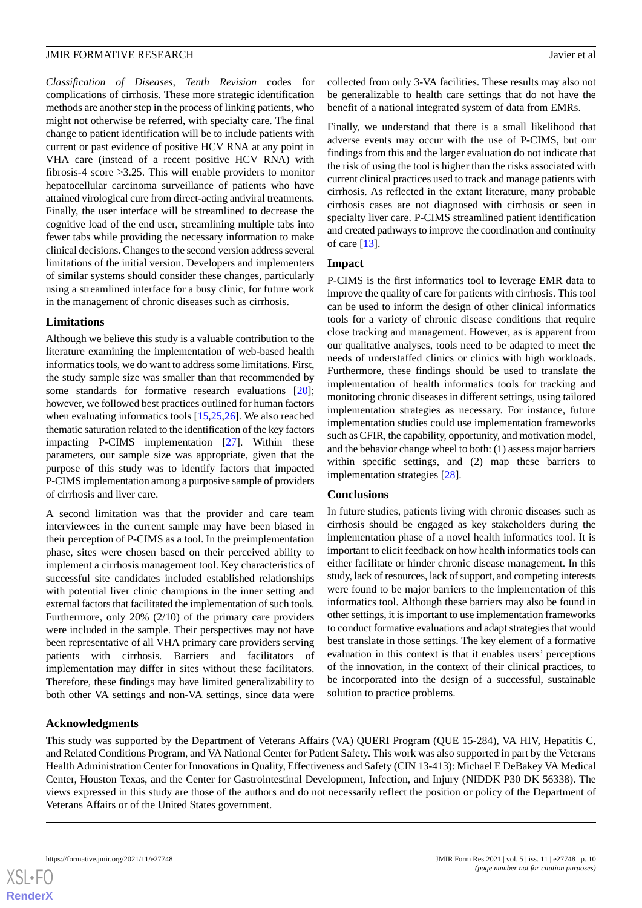*Classification of Diseases, Tenth Revision* codes for complications of cirrhosis. These more strategic identification methods are another step in the process of linking patients, who might not otherwise be referred, with specialty care. The final change to patient identification will be to include patients with current or past evidence of positive HCV RNA at any point in VHA care (instead of a recent positive HCV RNA) with fibrosis-4 score >3.25. This will enable providers to monitor hepatocellular carcinoma surveillance of patients who have attained virological cure from direct-acting antiviral treatments. Finally, the user interface will be streamlined to decrease the cognitive load of the end user, streamlining multiple tabs into fewer tabs while providing the necessary information to make clinical decisions. Changes to the second version address several limitations of the initial version. Developers and implementers of similar systems should consider these changes, particularly using a streamlined interface for a busy clinic, for future work in the management of chronic diseases such as cirrhosis.

### Limitations

Although we believe this study is a valuable contribution to the literature examining the implementation of web-based health informatics tools, we do want to address some limitations. First, the study sample size was smaller than that recommended by some standards for formative research evaluations [20]; however, we followed best practices outlined for human factors when evaluating informatics tools [15,25,26]. We also reached thematic saturation related to the identification of the key factors impacting P-CIMS implementation [27]. Within these parameters, our sample size was appropriate, given that the purpose of this study was to identify factors that impacted P-CIMS implementation among a purposive sample of providers of cirrhosis and liver care.

A second limitation was that the provider and care team interviewees in the current sample may have been biased in their perception of P-CIMS as a tool. In the preimplementation phase, sites were chosen based on their perceived ability to implement a cirrhosis management tool. Key characteristics of successful site candidates included established relationships with potential liver clinic champions in the inner setting and external factors that facilitated the implementation of such tools. Furthermore, only 20% (2/10) of the primary care providers were included in the sample. Their perspectives may not have been representative of all VHA primary care providers serving patients with cirrhosis. Barriers and facilitators of implementation may differ in sites without these facilitators. Therefore, these findings may have limited generalizability to both other VA settings and non-VA settings, since data were collected from only 3-VA facilities. These results may also not be generalizable to health care settings that do not have the benefit of a national integrated system of data from EMRs.

Finally, we understand that there is a small likelihood that adverse events may occur with the use of P-CIMS, but our findings from this and the larger evaluation do not indicate that the risk of using the tool is higher than the risks associated with current clinical practices used to track and manage patients with cirrhosis. As reflected in the extant literature, many probable cirrhosis cases are not diagnosed with cirrhosis or seen in specialty liver care. P-CIMS streamlined patient identification and created pathways to improve the coordination and continuity of care [13].

### Impact

P-CIMS is the first informatics tool to leverage EMR data to improve the quality of care for patients with cirrhosis. This tool can be used to inform the design of other clinical informatics tools for a variety of chronic disease conditions that require close tracking and management. However, as is apparent from our qualitative analyses, tools need to be adapted to meet the needs of understaffed clinics or clinics with high workloads. Furthermore, these findings should be used to translate the implementation of health informatics tools for tracking and monitoring chronic diseases in different settings, using tailored implementation strategies as necessary. For instance, future implementation studies could use implementation frameworks such as CFIR, the capability, opportunity, and motivation model, and the behavior change wheel to both: (1) assess major barriers within specific settings, and (2) map these barriers to implementation strategies [28].

### Conclusions

In future studies, patients living with chronic diseases such as cirrhosis should be engaged as key stakeholders during the implementation phase of a novel health informatics tool. It is important to elicit feedback on how health informatics tools can either facilitate or hinder chronic disease management. In this study, lack of resources, lack of support, and competing interests were found to be major barriers to the implementation of this informatics tool. Although these barriers may also be found in other settings, it is important to use implementation frameworks to conduct formative evaluations and adapt strategies that would best translate in those settings. The key element of a formative evaluation in this context is that it enables users' perceptions of the innovation, in the context of their clinical practices, to be incorporated into the design of a successful, sustainable solution to practice problems.

## Acknowledgments

This study was supported by the Department of Veterans Affairs (VA) QUERI Program (QUE 15-284), VA HIV, Hepatitis C, and Related Conditions Program, and VA National Center for Patient Safety. This work was also supported in part by the Veterans Health Administration Center for Innovations in Quality, Effectiveness and Safety (CIN 13-413): Michael E DeBakey VA Medical Center, Houston Texas, and the Center for Gastrointestinal Development, Infection, and Injury (NIDDK P30 DK 56338). The views expressed in this study are those of the authors and do not necessarily reflect the position or policy of the Department of Veterans Affairs or of the United States government.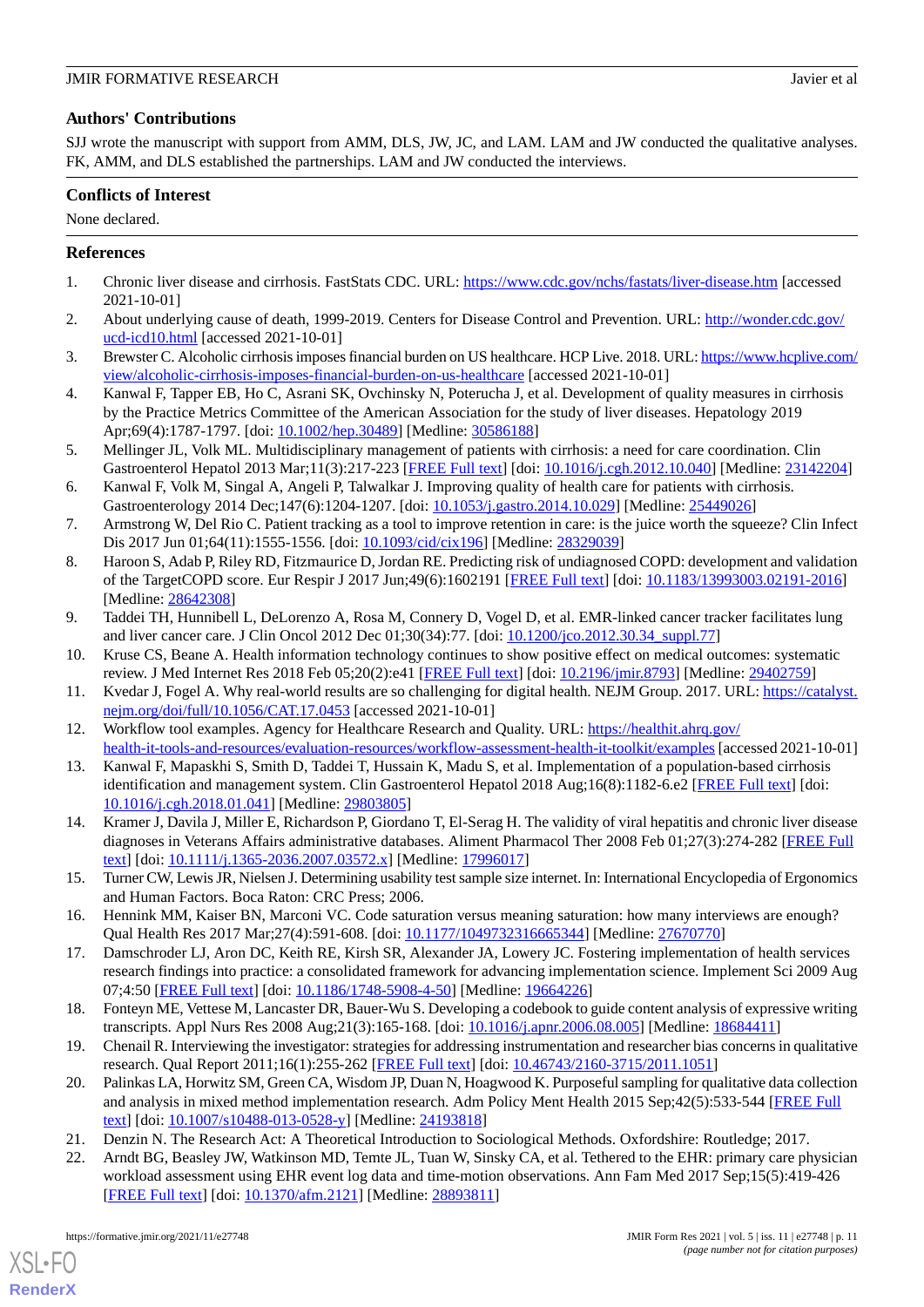## Authors' Contributions

SJJ wrote the manuscript with support from AMM, DLS, JW, JC, and LAM. LAM and JW conducted the qualitative analyses. FK, AMM, and DLS established the partnerships. LAM and JW conducted the interviews.

## Conflicts of Interest

None declared.

## References

1. Chronic liver disease and cirrhosis. FastStats CDC. URL: https://www.cdc.gov/nchs/fastats/liver-disease.htm [accessed 2021-10-01]
2. About underlying cause of death, 1999-2019. Centers for Disease Control and Prevention. URL: http://wonder.cdc.gov/ucd-icd10.html [accessed 2021-10-01]
3. Brewster C. Alcoholic cirrhosis imposes financial burden on US healthcare. HCP Live. 2018. URL: https://www.hcplive.com/view/alcoholic-cirrhosis-imposes-financial-burden-on-us-healthcare [accessed 2021-10-01]
4. Kanwal F, Tapper EB, Ho C, Asrani SK, Ovchinsky N, Poterucha J, et al. Development of quality measures in cirrhosis by the Practice Metrics Committee of the American Association for the study of liver diseases. Hepatology 2019 Apr;69(4):1787-1797. [doi: 10.1002/hep.30489] [Medline: 30586188]
5. Mellinger JL, Volk ML. Multidisciplinary management of patients with cirrhosis: a need for care coordination. Clin Gastroenterol Hepatol 2013 Mar;11(3):217-223 [FREE Full text] [doi: 10.1016/j.cgh.2012.10.040] [Medline: 23142204]
6. Kanwal F, Volk M, Singal A, Angeli P, Talwalkar J. Improving quality of health care for patients with cirrhosis. Gastroenterology 2014 Dec;147(6):1204-1207. [doi: 10.1053/j.gastro.2014.10.029] [Medline: 25449026]
7. Armstrong W, Del Rio C. Patient tracking as a tool to improve retention in care: is the juice worth the squeeze? Clin Infect Dis 2017 Jun 01;64(11):1555-1556. [doi: 10.1093/cid/cix196] [Medline: 28329039]
8. Haroon S, Adab P, Riley RD, Fitzmaurice D, Jordan RE. Predicting risk of undiagnosed COPD: development and validation of the TargetCOPD score. Eur Respir J 2017 Jun;49(6):1602191 [FREE Full text] [doi: 10.1183/13993003.02191-2016] [Medline: 28642308]
9. Taddei TH, Hunnibell L, DeLorenzo A, Rosa M, Connery D, Vogel D, et al. EMR-linked cancer tracker facilitates lung and liver cancer care. J Clin Oncol 2012 Dec 01;30(34):77. [doi: 10.1200/jco.2012.30.34_suppl.77]
10. Kruse CS, Beane A. Health information technology continues to show positive effect on medical outcomes: systematic review. J Med Internet Res 2018 Feb 05;20(2):e41 [FREE Full text] [doi: 10.2196/jmir.8793] [Medline: 29402759]
11. Kvedar J, Fogel A. Why real-world results are so challenging for digital health. NEJM Group. 2017. URL: https://catalyst.nejm.org/doi/full/10.1056/CAT.17.0453 [accessed 2021-10-01]
12. Workflow tool examples. Agency for Healthcare Research and Quality. URL: https://healthit.ahrq.gov/health-it-tools-and-resources/evaluation-resources/workflow-assessment-health-it-toolkit/examples [accessed 2021-10-01]
13. Kanwal F, Mapaskhi S, Smith D, Taddei T, Hussain K, Madu S, et al. Implementation of a population-based cirrhosis identification and management system. Clin Gastroenterol Hepatol 2018 Aug;16(8):1182-6.e2 [FREE Full text] [doi: 10.1016/j.cgh.2018.01.041] [Medline: 29803805]
14. Kramer J, Davila J, Miller E, Richardson P, Giordano T, El-Serag H. The validity of viral hepatitis and chronic liver disease diagnoses in Veterans Affairs administrative databases. Aliment Pharmacol Ther 2008 Feb 01;27(3):274-282 [FREE Full text] [doi: 10.1111/j.1365-2036.2007.03572.x] [Medline: 17996017]
15. Turner CW, Lewis JR, Nielsen J. Determining usability test sample size internet. In: International Encyclopedia of Ergonomics and Human Factors. Boca Raton: CRC Press; 2006.
16. Hennink MM, Kaiser BN, Marconi VC. Code saturation versus meaning saturation: how many interviews are enough? Qual Health Res 2017 Mar;27(4):591-608. [doi: 10.1177/1049732316665344] [Medline: 27670770]
17. Damschroder LJ, Aron DC, Keith RE, Kirsh SR, Alexander JA, Lowery JC. Fostering implementation of health services research findings into practice: a consolidated framework for advancing implementation science. Implement Sci 2009 Aug 07;4:50 [FREE Full text] [doi: 10.1186/1748-5908-4-50] [Medline: 19664226]
18. Fonteyn ME, Vettese M, Lancaster DR, Bauer-Wu S. Developing a codebook to guide content analysis of expressive writing transcripts. Appl Nurs Res 2008 Aug;21(3):165-168. [doi: 10.1016/j.apnr.2006.08.005] [Medline: 18684411]
19. Chenail R. Interviewing the investigator: strategies for addressing instrumentation and researcher bias concerns in qualitative research. Qual Report 2011;16(1):255-262 [FREE Full text] [doi: 10.46743/2160-3715/2011.1051]
20. Palinkas LA, Horwitz SM, Green CA, Wisdom JP, Duan N, Hoagwood K. Purposeful sampling for qualitative data collection and analysis in mixed method implementation research. Adm Policy Ment Health 2015 Sep;42(5):533-544 [FREE Full text] [doi: 10.1007/s10488-013-0528-y] [Medline: 24193818]
21. Denzin N. The Research Act: A Theoretical Introduction to Sociological Methods. Oxfordshire: Routledge; 2017.
22. Arndt BG, Beasley JW, Watkinson MD, Temte JL, Tuan W, Sinsky CA, et al. Tethered to the EHR: primary care physician workload assessment using EHR event log data and time-motion observations. Ann Fam Med 2017 Sep;15(5):419-426 [FREE Full text] [doi: 10.1370/afm.2121] [Medline: 28893811]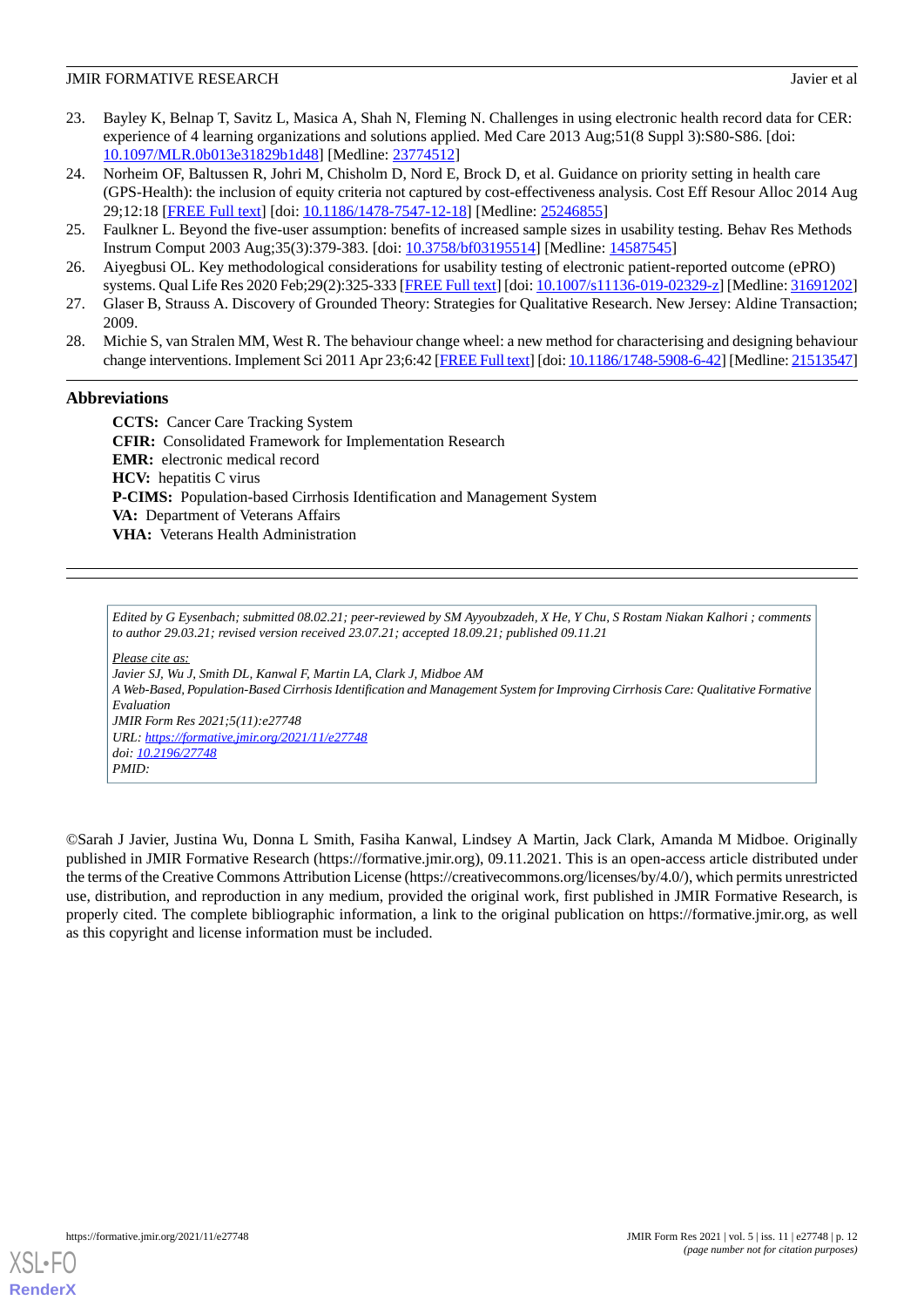23. Bayley K, Belnap T, Savitz L, Masica A, Shah N, Fleming N. Challenges in using electronic health record data for CER: experience of 4 learning organizations and solutions applied. Med Care 2013 Aug;51(8 Suppl 3):S80-S86. [doi: 10.1097/MLR.0b013e31829b1d48] [Medline: 23774512]
24. Norheim OF, Baltussen R, Johri M, Chisholm D, Nord E, Brock D, et al. Guidance on priority setting in health care (GPS-Health): the inclusion of equity criteria not captured by cost-effectiveness analysis. Cost Eff Resour Alloc 2014 Aug 29;12:18 [FREE Full text] [doi: 10.1186/1478-7547-12-18] [Medline: 25246855]
25. Faulkner L. Beyond the five-user assumption: benefits of increased sample sizes in usability testing. Behav Res Methods Instrum Comput 2003 Aug;35(3):379-383. [doi: 10.3758/bf03195514] [Medline: 14587545]
26. Aiyegbusi OL. Key methodological considerations for usability testing of electronic patient-reported outcome (ePRO) systems. Qual Life Res 2020 Feb;29(2):325-333 [FREE Full text] [doi: 10.1007/s11136-019-02329-z] [Medline: 31691202]
27. Glaser B, Strauss A. Discovery of Grounded Theory: Strategies for Qualitative Research. New Jersey: Aldine Transaction; 2009.
28. Michie S, van Stralen MM, West R. The behaviour change wheel: a new method for characterising and designing behaviour change interventions. Implement Sci 2011 Apr 23;6:42 [FREE Full text] [doi: 10.1186/1748-5908-6-42] [Medline: 21513547]

## Abbreviations

**CCTS:** Cancer Care Tracking System
**CFIR:** Consolidated Framework for Implementation Research
**EMR:** electronic medical record
**HCV:** hepatitis C virus
**P-CIMS:** Population-based Cirrhosis Identification and Management System
**VA:** Department of Veterans Affairs
**VHA:** Veterans Health Administration

*Edited by G Eysenbach; submitted 08.02.21; peer-reviewed by SM Ayyoubzadeh, X He, Y Chu, S Rostam Niakan Kalhori ; comments to author 29.03.21; revised version received 23.07.21; accepted 18.09.21; published 09.11.21*

*Please cite as:*
*Javier SJ, Wu J, Smith DL, Kanwal F, Martin LA, Clark J, Midboe AM*
*A Web-Based, Population-Based Cirrhosis Identification and Management System for Improving Cirrhosis Care: Qualitative Formative Evaluation*
*JMIR Form Res 2021;5(11):e27748*
*URL: https://formative.jmir.org/2021/11/e27748*
*doi: 10.2196/27748*
*PMID:*

©Sarah J Javier, Justina Wu, Donna L Smith, Fasiha Kanwal, Lindsey A Martin, Jack Clark, Amanda M Midboe. Originally published in JMIR Formative Research (https://formative.jmir.org), 09.11.2021. This is an open-access article distributed under the terms of the Creative Commons Attribution License (https://creativecommons.org/licenses/by/4.0/), which permits unrestricted use, distribution, and reproduction in any medium, provided the original work, first published in JMIR Formative Research, is properly cited. The complete bibliographic information, a link to the original publication on https://formative.jmir.org, as well as this copyright and license information must be included.